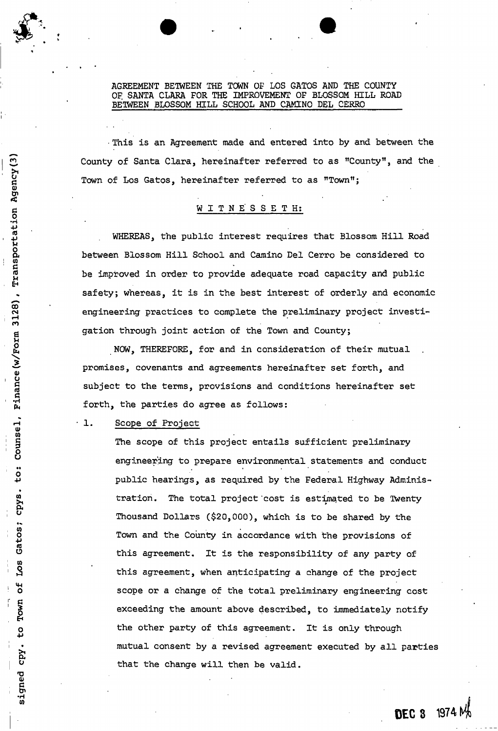AGREEMENT BETWEEN THE TOWN OF LOS GATOS AND THE COUNTY OF SANTA CLARA FOR THE IMPROVEMENT OF BLOSSOM HILL ROAD BETWEEN BLOSSOM HILL SCHOOL AND CAMINO DEL CERRO

signed cpy. to Town of Los Gatos; cpys. to: Counsel, Finance(w/Form 3128), Transportation Agency(3)

This is an Agreement made and entered into by and between the County of Santa Clara, hereinafter referred to as "County", and the Town of Los Gatos, hereinafter referred to as "Town";

W I T N E S S E T H:

WHEREAS, the public interest requires that Blossom Hill Road between Blossom Hill School and Camino Del Cerro be considered to be improved in order to provide adequate road capacity and public safety; whereas, it is in the best interest of orderly and economic engineering practices to complete the preliminary project investigation through joint action of the Town and County;

NOW, THEREFORE, for and in consideration of their mutual promises, covenants and agreements hereinafter set forth, and subject to the terms, provisions and conditions hereinafter set forth, the parties do agree as follows:

1. Scope of Project

   The scope of this project entails sufficient preliminary engineering to prepare environmental statements and conduct public hearings, as required by the Federal Highway Administration. The total project cost is estimated to be Twenty Thousand Dollars ($20,000), which is to be shared by the Town and the County in accordance with the provisions of this agreement. It is the responsibility of any party of this agreement, when anticipating a change of the project scope or a change of the total preliminary engineering cost exceeding the amount above described, to immediately notify the other party of this agreement. It is only through mutual consent by a revised agreement executed by all parties that the change will then be valid.

DEC 3 1974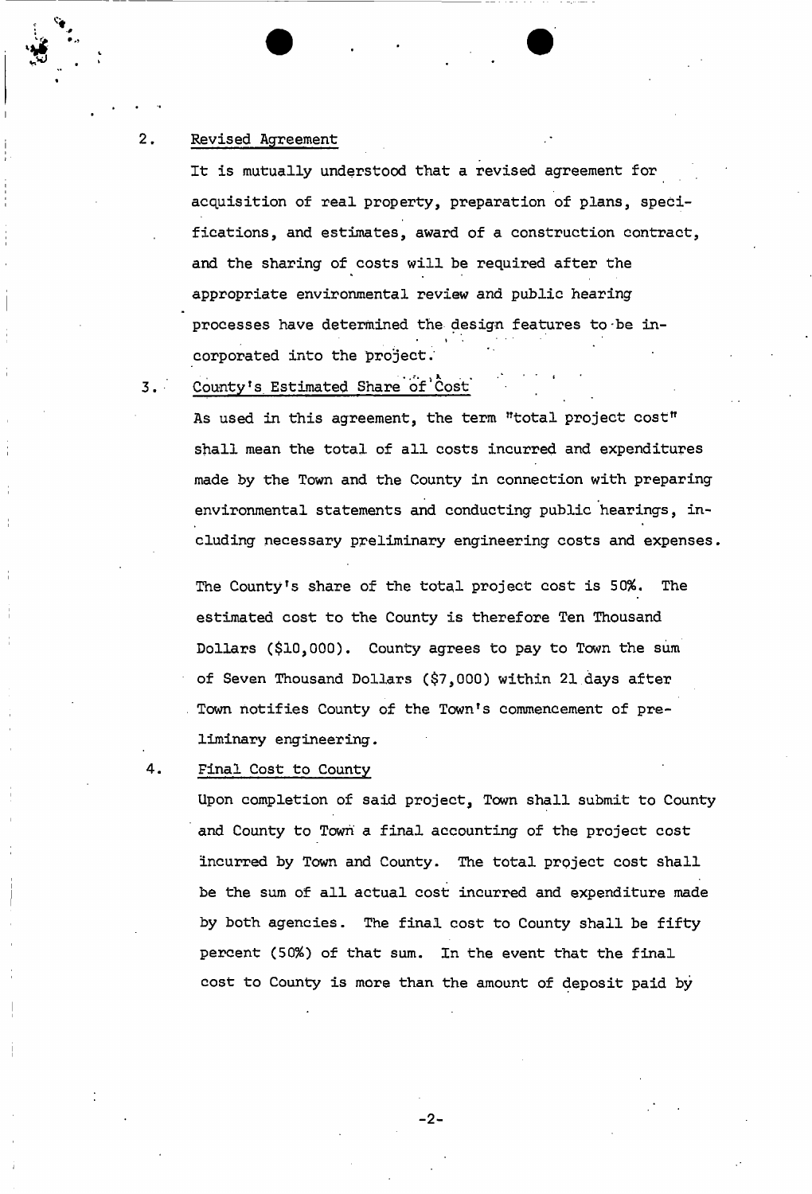2. Revised Agreement

It is mutually understood that a revised agreement for acquisition of real property, preparation of plans, specifications, and estimates, award of a construction contract, and the sharing of costs will be required after the appropriate environmental review and public hearing processes have determined the design features to be incorporated into the project.

3. County's Estimated Share of Cost

As used in this agreement, the term "total project cost" shall mean the total of all costs incurred and expenditures made by the Town and the County in connection with preparing environmental statements and conducting public hearings, including necessary preliminary engineering costs and expenses.

The County's share of the total project cost is 50%. The estimated cost to the County is therefore Ten Thousand Dollars ($10,000). County agrees to pay to Town the sum of Seven Thousand Dollars ($7,000) within 21 days after Town notifies County of the Town's commencement of preliminary engineering.

4. Final Cost to County

Upon completion of said project, Town shall submit to County and County to Town a final accounting of the project cost incurred by Town and County. The total project cost shall be the sum of all actual cost incurred and expenditure made by both agencies. The final cost to County shall be fifty percent (50%) of that sum. In the event that the final cost to County is more than the amount of deposit paid by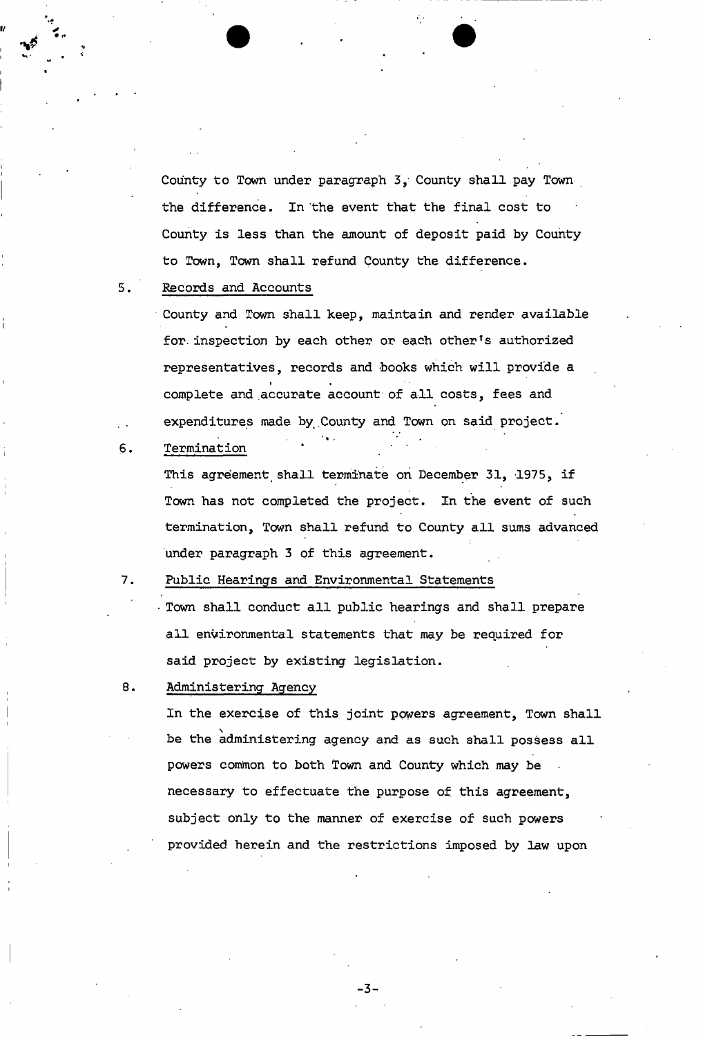County to Town under paragraph 3, County shall pay Town the difference. In the event that the final cost to County is less than the amount of deposit paid by County to Town, Town shall refund County the difference.

5. Records and Accounts

County and Town shall keep, maintain and render available for inspection by each other or each other's authorized representatives, records and books which will provide a complete and accurate account of all costs, fees and expenditures made by County and Town on said project.

6. Termination

This agreement shall terminate on December 31, 1975, if Town has not completed the project. In the event of such termination, Town shall refund to County all sums advanced under paragraph 3 of this agreement.

7. Public Hearings and Environmental Statements

Town shall conduct all public hearings and shall prepare all environmental statements that may be required for said project by existing legislation.

8. Administering Agency

In the exercise of this joint powers agreement, Town shall be the administering agency and as such shall possess all powers common to both Town and County which may be necessary to effectuate the purpose of this agreement, subject only to the manner of exercise of such powers provided herein and the restrictions imposed by law upon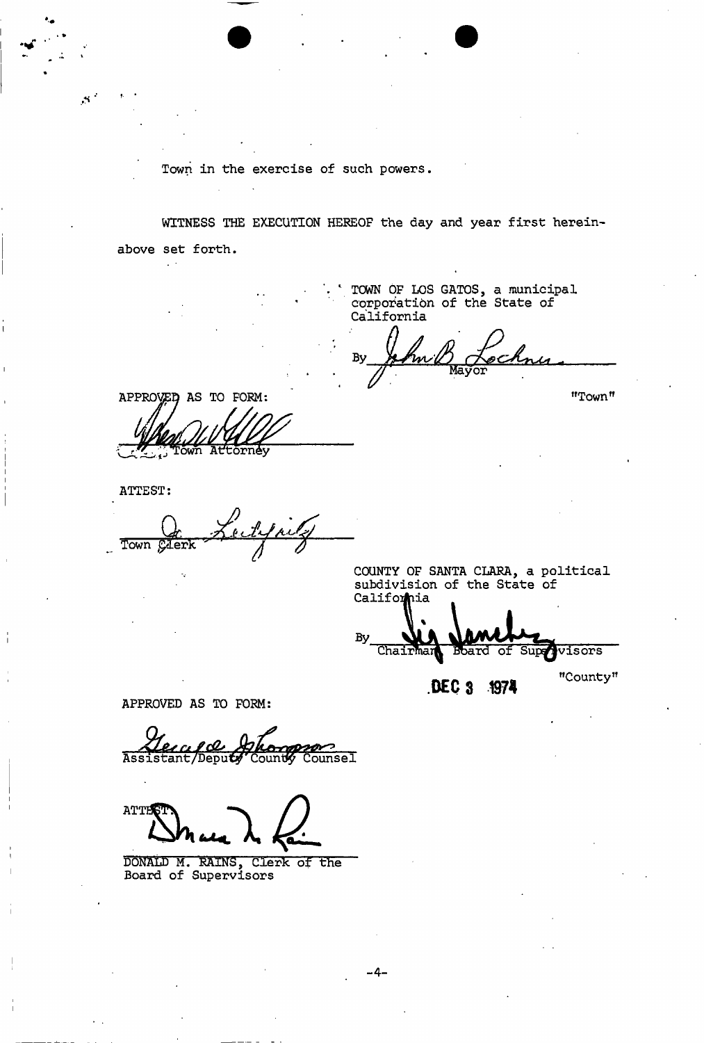Town in the exercise of such powers.

WITNESS THE EXECUTION HEREOF the day and year first hereinabove set forth.

TOWN OF LOS GATOS, a municipal corporation of the State of California

By ______________________
Mayor

"Town"

APPROVED AS TO FORM:

______________________
Town Attorney

ATTEST:

______________________
Town Clerk

COUNTY OF SANTA CLARA, a political subdivision of the State of California

By ______________________
Chairman Board of Supervisors

DEC 3 1974

"County"

APPROVED AS TO FORM:

______________________
Assistant/Deputy County Counsel

ATTEST:

______________________
DONALD M. RAINS, Clerk of the Board of Supervisors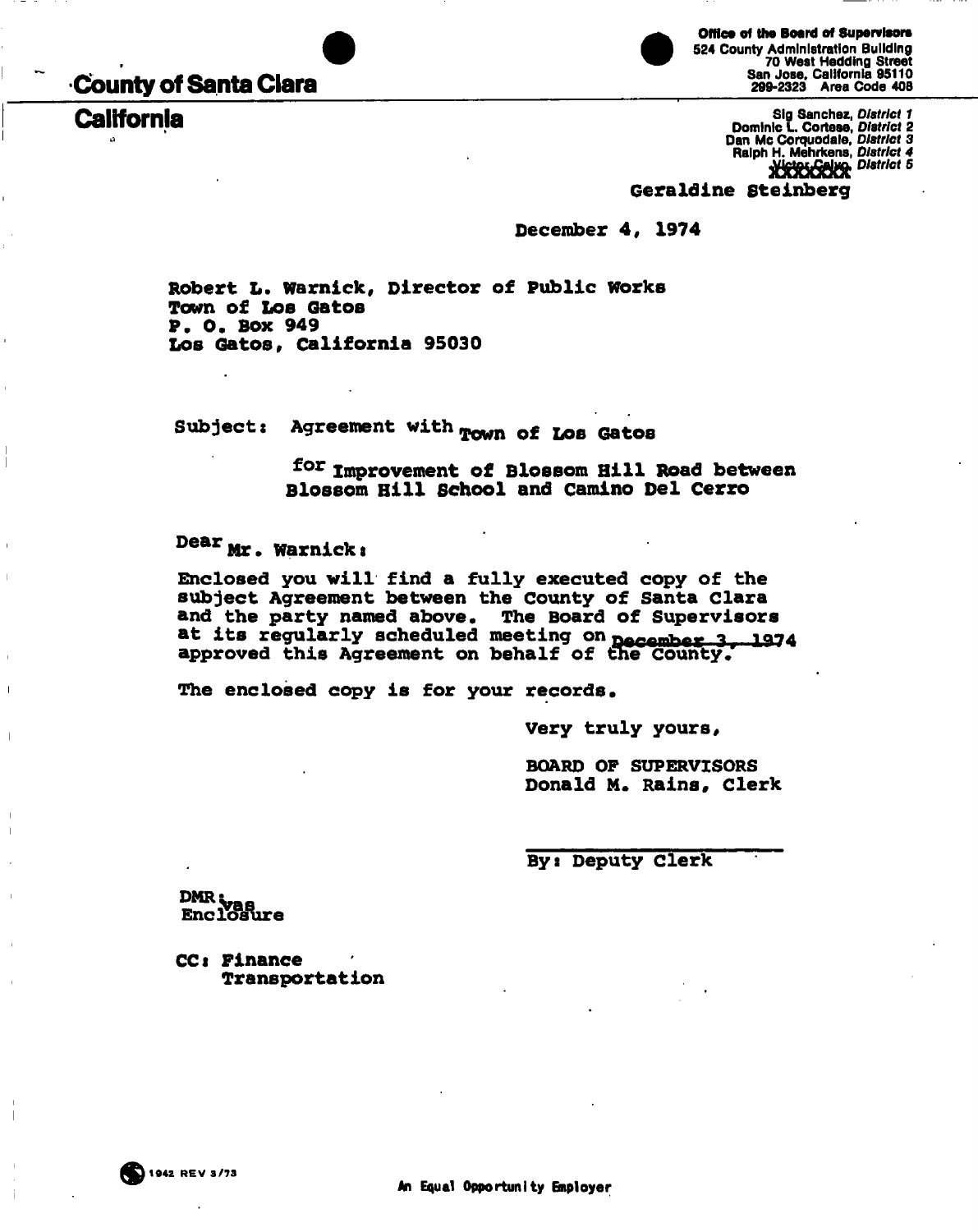# County of Santa Clara

## California

Office of the Board of Supervisors
524 County Administration Building
70 West Hedding Street
San Jose, California 95110
299-2323 Area Code 408

Sig Sanchez, *District 1*
Dominic L. Cortese, *District 2*
Dan Mc Corquodale, *District 3*
Ralph H. Mehrkens, *District 4*
~~Victor Calvo~~, *District 5*
Geraldine Steinberg

December 4, 1974

Robert L. Warnick, Director of Public Works
Town of Los Gatos
P. O. Box 949
Los Gatos, California 95030

Subject: Agreement with Town of Los Gatos

for Improvement of Blossom Hill Road between Blossom Hill School and Camino Del Cerro

Dear Mr. Warnick:

Enclosed you will find a fully executed copy of the subject Agreement between the County of Santa Clara and the party named above. The Board of Supervisors at its regularly scheduled meeting on December 3, 1974 approved this Agreement on behalf of the County.

The enclosed copy is for your records.

Very truly yours,

BOARD OF SUPERVISORS
Donald M. Rains, Clerk

By: Deputy Clerk

DMR:vas
Enclosure

CC: Finance
Transportation

1942 REV 3/73

An Equal Opportunity Employer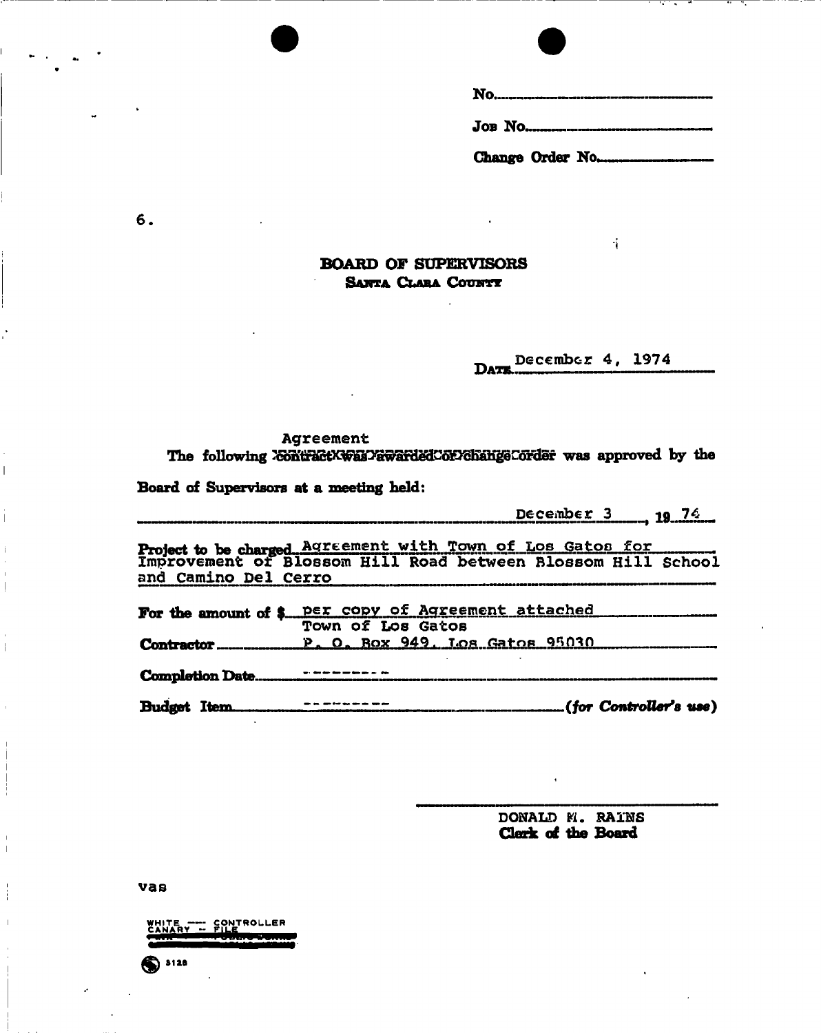No.

Job No.

Change Order No.

6.

# BOARD OF SUPERVISORS

## SANTA CLARA COUNTY

DATE December 4, 1974

The following Agreement was approved by the Board of Supervisors at a meeting held:

December 3, 1974

**Project to be charged** Agreement with Town of Los Gatos for Improvement of Blossom Hill Road between Blossom Hill School and Camino Del Cerro

**For the amount of $** per copy of Agreement attached

**Contractor** Town of Los Gatos P. O. Box 949, Los Gatos 95030

**Completion Date** ---------

**Budget Item** --------- *(for Controller's use)*

DONALD M. RAINS
**Clerk of the Board**

vas

WHITE — CONTROLLER
CANARY — FILE

3128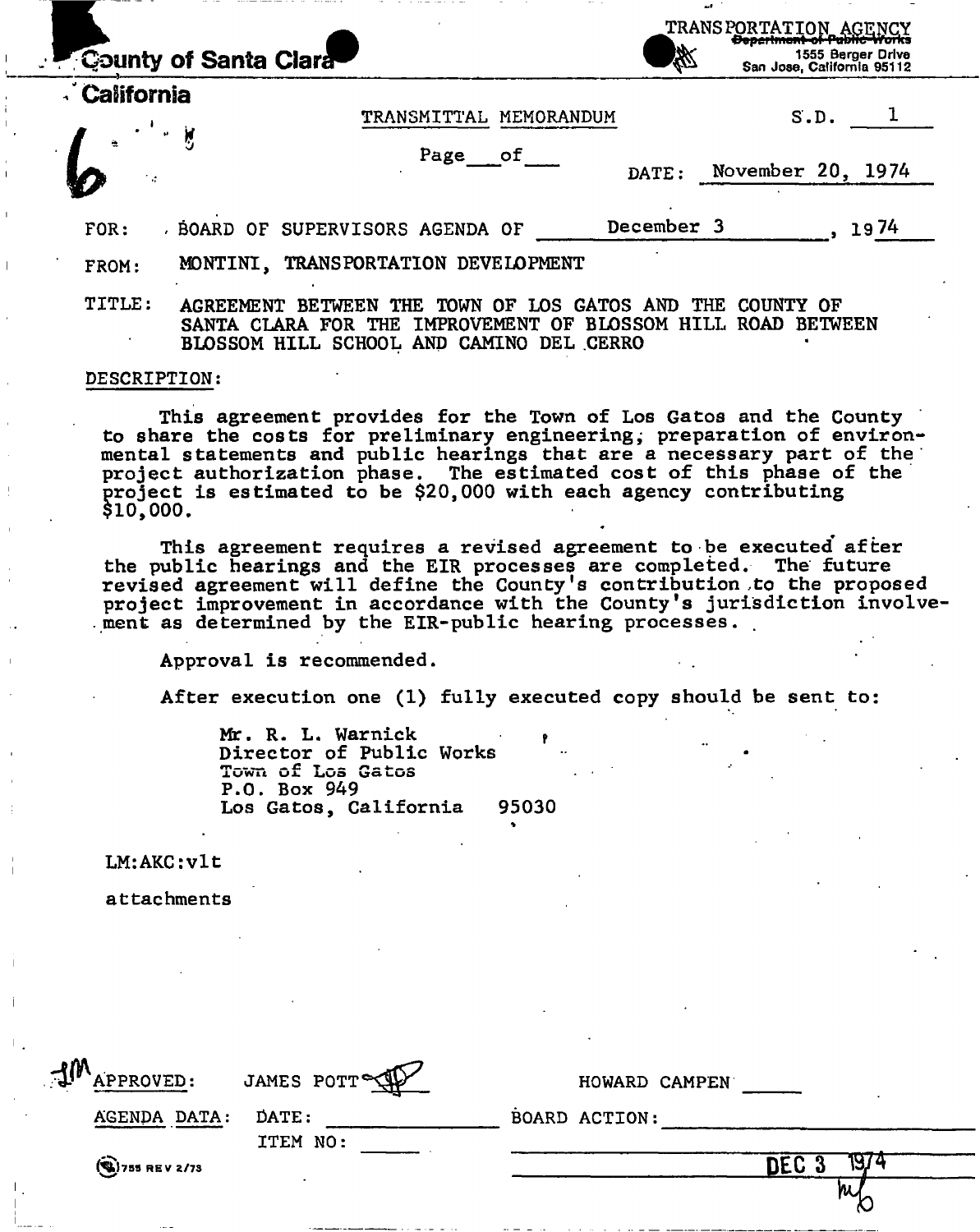# County of Santa Clara

## California

TRANSPORTATION AGENCY
~~Department of Public Works~~
1555 Berger Drive
San Jose, California 95112

6

TRANSMITTAL MEMORANDUM

S.D. 1

Page ___ of ___

DATE: November 20, 1974

FOR: BOARD OF SUPERVISORS AGENDA OF December 3, 1974

FROM: MONTINI, TRANSPORTATION DEVELOPMENT

TITLE: AGREEMENT BETWEEN THE TOWN OF LOS GATOS AND THE COUNTY OF SANTA CLARA FOR THE IMPROVEMENT OF BLOSSOM HILL ROAD BETWEEN BLOSSOM HILL SCHOOL AND CAMINO DEL CERRO

DESCRIPTION:

This agreement provides for the Town of Los Gatos and the County to share the costs for preliminary engineering, preparation of environmental statements and public hearings that are a necessary part of the project authorization phase. The estimated cost of this phase of the project is estimated to be $20,000 with each agency contributing $10,000.

This agreement requires a revised agreement to be executed after the public hearings and the EIR processes are completed. The future revised agreement will define the County's contribution to the proposed project improvement in accordance with the County's jurisdiction involvement as determined by the EIR-public hearing processes.

Approval is recommended.

After execution one (1) fully executed copy should be sent to:

Mr. R. L. Warnick
Director of Public Works
Town of Los Gatos
P.O. Box 949
Los Gatos, California 95030

LM:AKC:vlt

attachments

JM APPROVED: JAMES POTT HOWARD CAMPEN

AGENDA DATA: DATE: ______ BOARD ACTION: ______

ITEM NO: ______

DEC 3 1974

755 REV 2/73